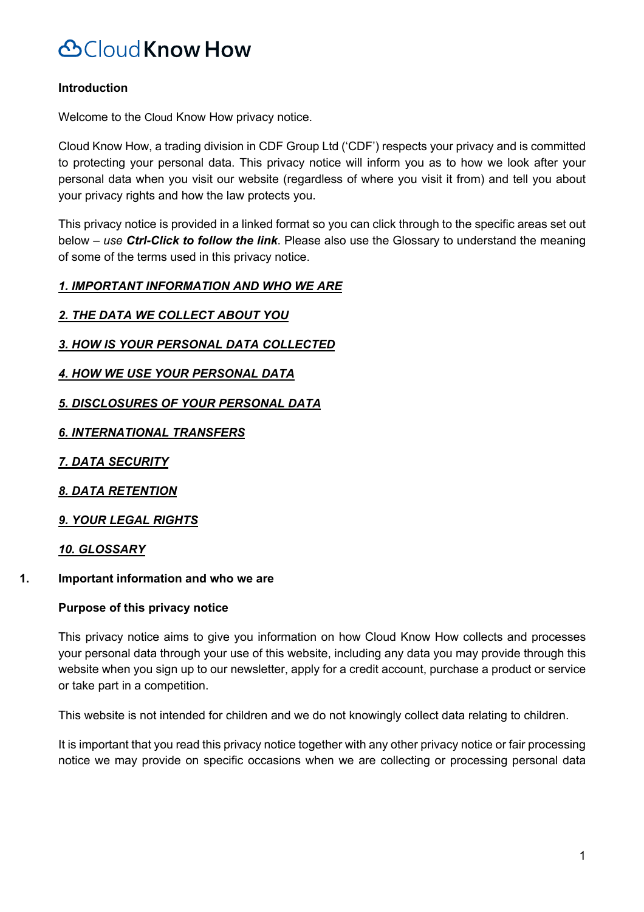# Cloud Know How

**Introduction**

Welcome to the Cloud Know How privacy notice.

Cloud Know How, a trading division in CDF Group Ltd ('CDF') respects your privacy and is committed to protecting your personal data. This privacy notice will inform you as to how we look after your personal data when you visit our website (regardless of where you visit it from) and tell you about your privacy rights and how the law protects you.

This privacy notice is provided in a linked format so you can click through to the specific areas set out below – *use **Ctrl-Click to follow the link***. Please also use the Glossary to understand the meaning of some of the terms used in this privacy notice.

***1. IMPORTANT INFORMATION AND WHO WE ARE***

***2. THE DATA WE COLLECT ABOUT YOU***

***3. HOW IS YOUR PERSONAL DATA COLLECTED***

***4. HOW WE USE YOUR PERSONAL DATA***

***5. DISCLOSURES OF YOUR PERSONAL DATA***

***6. INTERNATIONAL TRANSFERS***

***7. DATA SECURITY***

***8. DATA RETENTION***

***9. YOUR LEGAL RIGHTS***

***10. GLOSSARY***

## 1. Important information and who we are

**Purpose of this privacy notice**

This privacy notice aims to give you information on how Cloud Know How collects and processes your personal data through your use of this website, including any data you may provide through this website when you sign up to our newsletter, apply for a credit account, purchase a product or service or take part in a competition.

This website is not intended for children and we do not knowingly collect data relating to children.

It is important that you read this privacy notice together with any other privacy notice or fair processing notice we may provide on specific occasions when we are collecting or processing personal data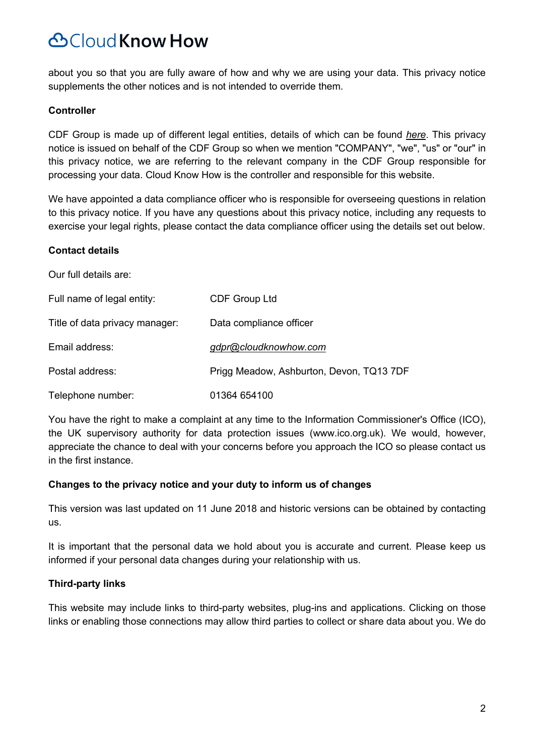about you so that you are fully aware of how and why we are using your data. This privacy notice supplements the other notices and is not intended to override them.

**Controller**

CDF Group is made up of different legal entities, details of which can be found *here*. This privacy notice is issued on behalf of the CDF Group so when we mention "COMPANY", "we", "us" or "our" in this privacy notice, we are referring to the relevant company in the CDF Group responsible for processing your data. Cloud Know How is the controller and responsible for this website.

We have appointed a data compliance officer who is responsible for overseeing questions in relation to this privacy notice. If you have any questions about this privacy notice, including any requests to exercise your legal rights, please contact the data compliance officer using the details set out below.

**Contact details**

Our full details are:

| | |
|---|---|
| Full name of legal entity: | CDF Group Ltd |
| Title of data privacy manager: | Data compliance officer |
| Email address: | *gdpr@cloudknowhow.com* |
| Postal address: | Prigg Meadow, Ashburton, Devon, TQ13 7DF |
| Telephone number: | 01364 654100 |

You have the right to make a complaint at any time to the Information Commissioner's Office (ICO), the UK supervisory authority for data protection issues (www.ico.org.uk). We would, however, appreciate the chance to deal with your concerns before you approach the ICO so please contact us in the first instance.

**Changes to the privacy notice and your duty to inform us of changes**

This version was last updated on 11 June 2018 and historic versions can be obtained by contacting us.

It is important that the personal data we hold about you is accurate and current. Please keep us informed if your personal data changes during your relationship with us.

**Third-party links**

This website may include links to third-party websites, plug-ins and applications. Clicking on those links or enabling those connections may allow third parties to collect or share data about you. We do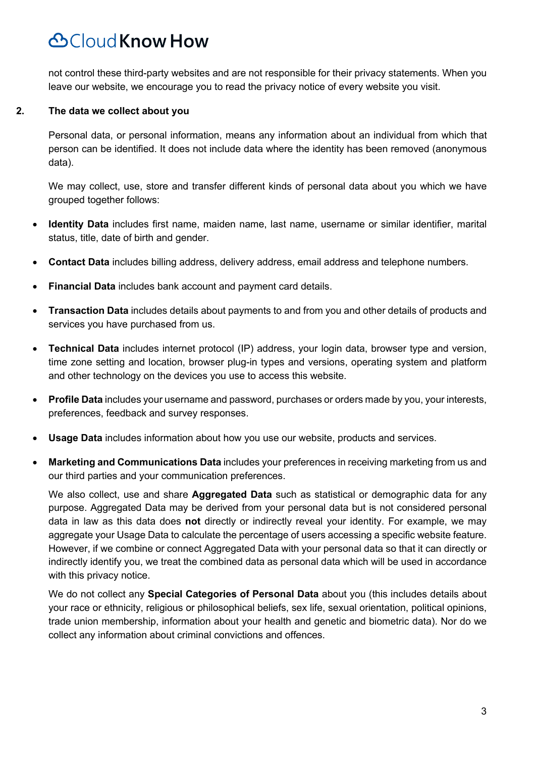not control these third-party websites and are not responsible for their privacy statements. When you leave our website, we encourage you to read the privacy notice of every website you visit.

## 2. The data we collect about you

Personal data, or personal information, means any information about an individual from which that person can be identified. It does not include data where the identity has been removed (anonymous data).

We may collect, use, store and transfer different kinds of personal data about you which we have grouped together follows:

- **Identity Data** includes first name, maiden name, last name, username or similar identifier, marital status, title, date of birth and gender.
- **Contact Data** includes billing address, delivery address, email address and telephone numbers.
- **Financial Data** includes bank account and payment card details.
- **Transaction Data** includes details about payments to and from you and other details of products and services you have purchased from us.
- **Technical Data** includes internet protocol (IP) address, your login data, browser type and version, time zone setting and location, browser plug-in types and versions, operating system and platform and other technology on the devices you use to access this website.
- **Profile Data** includes your username and password, purchases or orders made by you, your interests, preferences, feedback and survey responses.
- **Usage Data** includes information about how you use our website, products and services.
- **Marketing and Communications Data** includes your preferences in receiving marketing from us and our third parties and your communication preferences.

We also collect, use and share **Aggregated Data** such as statistical or demographic data for any purpose. Aggregated Data may be derived from your personal data but is not considered personal data in law as this data does **not** directly or indirectly reveal your identity. For example, we may aggregate your Usage Data to calculate the percentage of users accessing a specific website feature. However, if we combine or connect Aggregated Data with your personal data so that it can directly or indirectly identify you, we treat the combined data as personal data which will be used in accordance with this privacy notice.

We do not collect any **Special Categories of Personal Data** about you (this includes details about your race or ethnicity, religious or philosophical beliefs, sex life, sexual orientation, political opinions, trade union membership, information about your health and genetic and biometric data). Nor do we collect any information about criminal convictions and offences.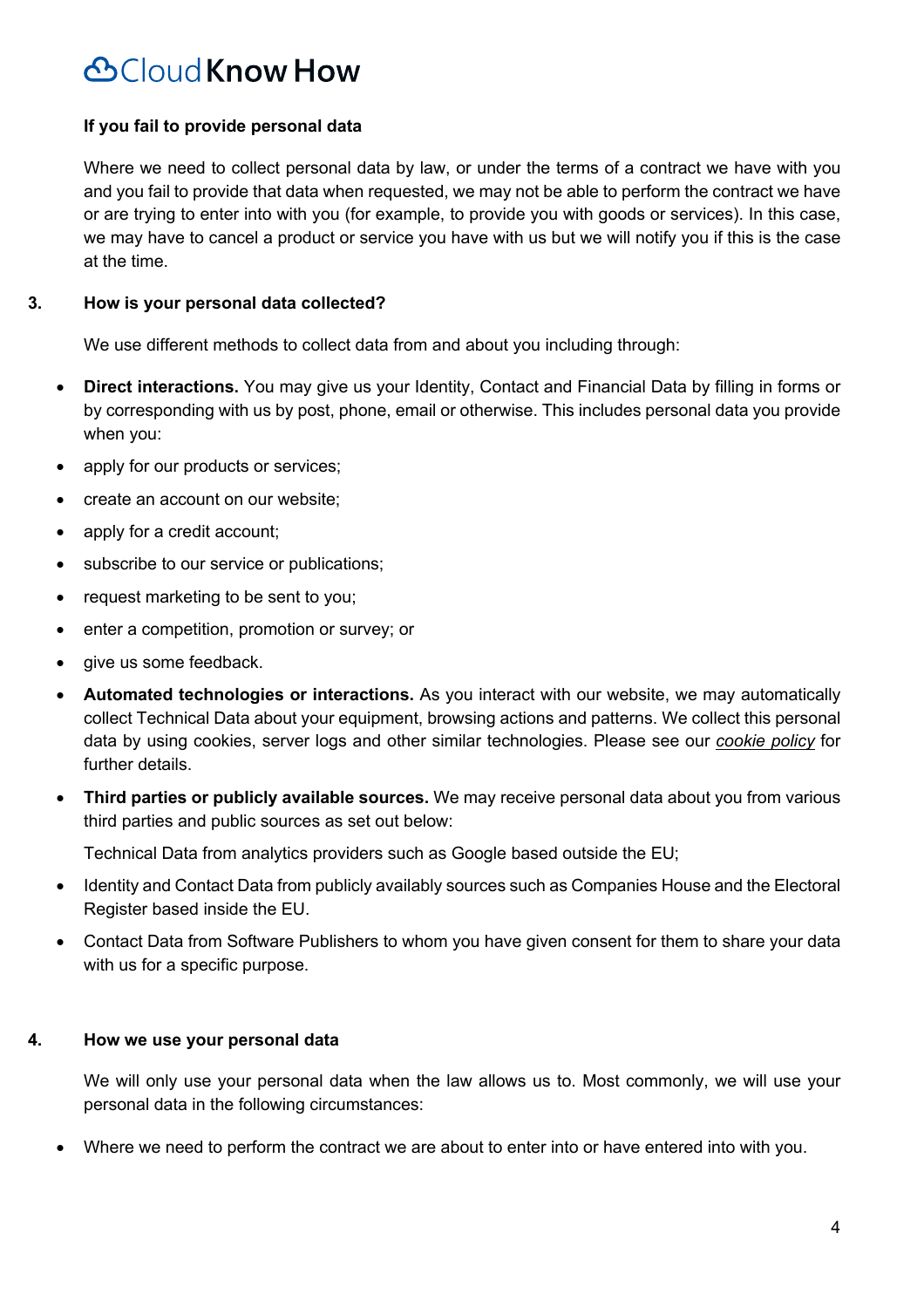**If you fail to provide personal data**

Where we need to collect personal data by law, or under the terms of a contract we have with you and you fail to provide that data when requested, we may not be able to perform the contract we have or are trying to enter into with you (for example, to provide you with goods or services). In this case, we may have to cancel a product or service you have with us but we will notify you if this is the case at the time.

## 3. How is your personal data collected?

We use different methods to collect data from and about you including through:

- **Direct interactions.** You may give us your Identity, Contact and Financial Data by filling in forms or by corresponding with us by post, phone, email or otherwise. This includes personal data you provide when you:
- apply for our products or services;
- create an account on our website;
- apply for a credit account;
- subscribe to our service or publications;
- request marketing to be sent to you;
- enter a competition, promotion or survey; or
- give us some feedback.
- **Automated technologies or interactions.** As you interact with our website, we may automatically collect Technical Data about your equipment, browsing actions and patterns. We collect this personal data by using cookies, server logs and other similar technologies. Please see our *cookie policy* for further details.
- **Third parties or publicly available sources.** We may receive personal data about you from various third parties and public sources as set out below:

  Technical Data from analytics providers such as Google based outside the EU;
- Identity and Contact Data from publicly availably sources such as Companies House and the Electoral Register based inside the EU.
- Contact Data from Software Publishers to whom you have given consent for them to share your data with us for a specific purpose.

## 4. How we use your personal data

We will only use your personal data when the law allows us to. Most commonly, we will use your personal data in the following circumstances:

- Where we need to perform the contract we are about to enter into or have entered into with you.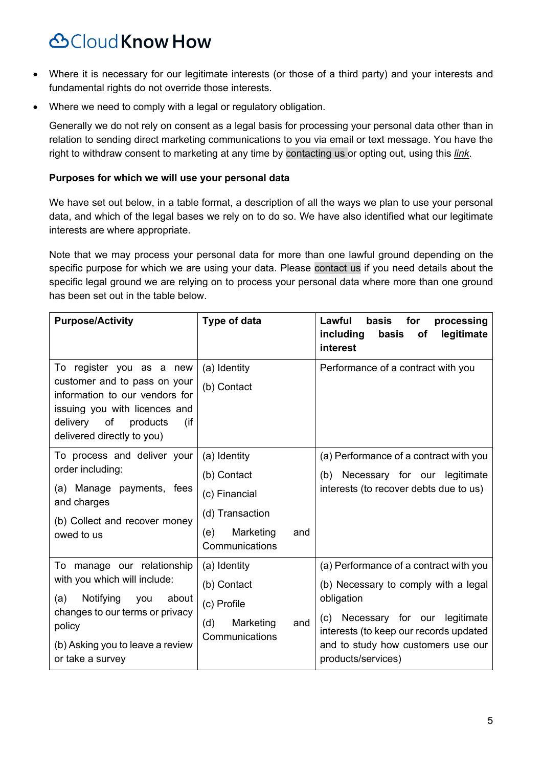- Where it is necessary for our legitimate interests (or those of a third party) and your interests and fundamental rights do not override those interests.
- Where we need to comply with a legal or regulatory obligation.

Generally we do not rely on consent as a legal basis for processing your personal data other than in relation to sending direct marketing communications to you via email or text message. You have the right to withdraw consent to marketing at any time by contacting us or opting out, using this *link*.

**Purposes for which we will use your personal data**

We have set out below, in a table format, a description of all the ways we plan to use your personal data, and which of the legal bases we rely on to do so. We have also identified what our legitimate interests are where appropriate.

Note that we may process your personal data for more than one lawful ground depending on the specific purpose for which we are using your data. Please contact us if you need details about the specific legal ground we are relying on to process your personal data where more than one ground has been set out in the table below.

| Purpose/Activity | Type of data | Lawful basis for processing including basis of legitimate interest |
|---|---|---|
| To register you as a new customer and to pass on your information to our vendors for issuing you with licences and delivery of products (if delivered directly to you) | (a) Identity<br>(b) Contact | Performance of a contract with you |
| To process and deliver your order including:<br>(a) Manage payments, fees and charges<br>(b) Collect and recover money owed to us | (a) Identity<br>(b) Contact<br>(c) Financial<br>(d) Transaction<br>(e) Marketing and Communications | (a) Performance of a contract with you<br>(b) Necessary for our legitimate interests (to recover debts due to us) |
| To manage our relationship with you which will include:<br>(a) Notifying you about changes to our terms or privacy policy<br>(b) Asking you to leave a review or take a survey | (a) Identity<br>(b) Contact<br>(c) Profile<br>(d) Marketing and Communications | (a) Performance of a contract with you<br>(b) Necessary to comply with a legal obligation<br>(c) Necessary for our legitimate interests (to keep our records updated and to study how customers use our products/services) |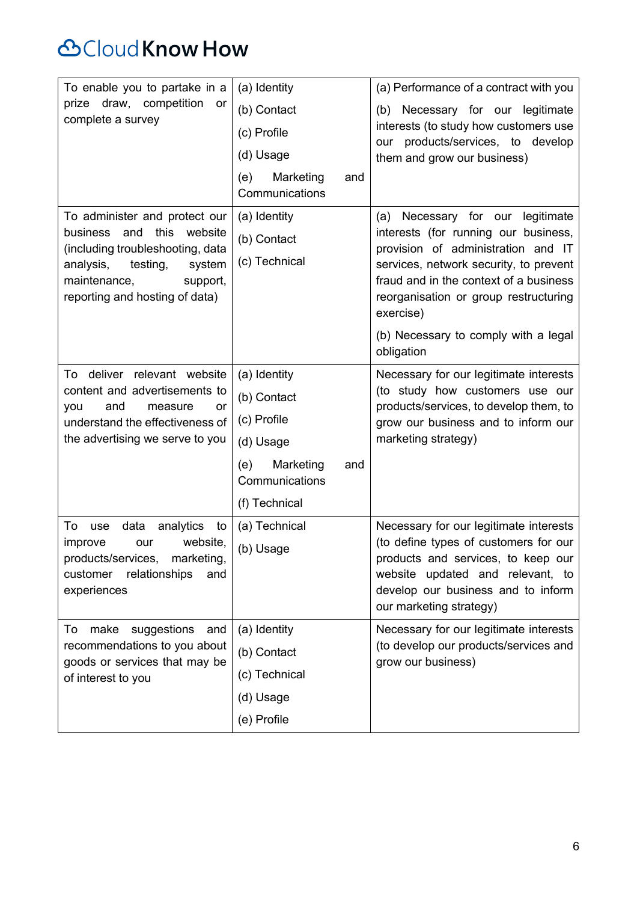| | | |
|---|---|---|
| To enable you to partake in a prize draw, competition or complete a survey | (a) Identity<br>(b) Contact<br>(c) Profile<br>(d) Usage<br>(e) Marketing and Communications | (a) Performance of a contract with you<br>(b) Necessary for our legitimate interests (to study how customers use our products/services, to develop them and grow our business) |
| To administer and protect our business and this website (including troubleshooting, data analysis, testing, system maintenance, support, reporting and hosting of data) | (a) Identity<br>(b) Contact<br>(c) Technical | (a) Necessary for our legitimate interests (for running our business, provision of administration and IT services, network security, to prevent fraud and in the context of a business reorganisation or group restructuring exercise)<br>(b) Necessary to comply with a legal obligation |
| To deliver relevant website content and advertisements to you and measure or understand the effectiveness of the advertising we serve to you | (a) Identity<br>(b) Contact<br>(c) Profile<br>(d) Usage<br>(e) Marketing and Communications<br>(f) Technical | Necessary for our legitimate interests (to study how customers use our products/services, to develop them, to grow our business and to inform our marketing strategy) |
| To use data analytics to improve our website, products/services, marketing, customer relationships and experiences | (a) Technical<br>(b) Usage | Necessary for our legitimate interests (to define types of customers for our products and services, to keep our website updated and relevant, to develop our business and to inform our marketing strategy) |
| To make suggestions and recommendations to you about goods or services that may be of interest to you | (a) Identity<br>(b) Contact<br>(c) Technical<br>(d) Usage<br>(e) Profile | Necessary for our legitimate interests (to develop our products/services and grow our business) |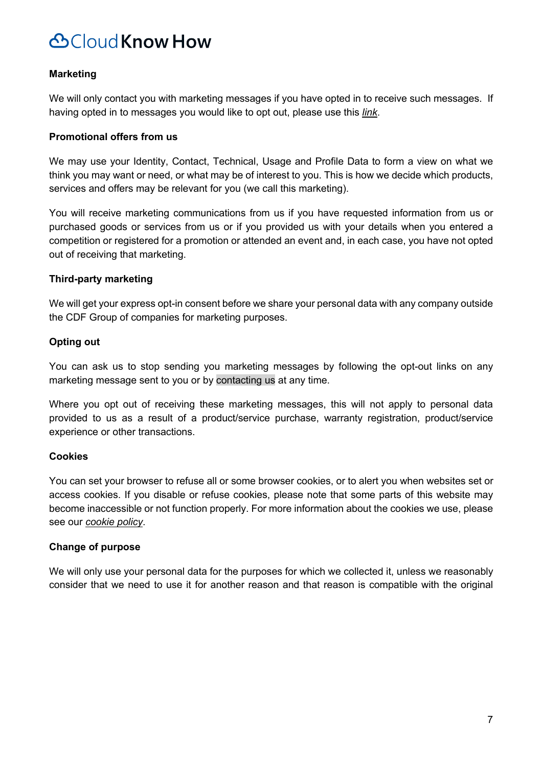### Marketing

We will only contact you with marketing messages if you have opted in to receive such messages. If having opted in to messages you would like to opt out, please use this *link*.

### Promotional offers from us

We may use your Identity, Contact, Technical, Usage and Profile Data to form a view on what we think you may want or need, or what may be of interest to you. This is how we decide which products, services and offers may be relevant for you (we call this marketing).

You will receive marketing communications from us if you have requested information from us or purchased goods or services from us or if you provided us with your details when you entered a competition or registered for a promotion or attended an event and, in each case, you have not opted out of receiving that marketing.

### Third-party marketing

We will get your express opt-in consent before we share your personal data with any company outside the CDF Group of companies for marketing purposes.

### Opting out

You can ask us to stop sending you marketing messages by following the opt-out links on any marketing message sent to you or by contacting us at any time.

Where you opt out of receiving these marketing messages, this will not apply to personal data provided to us as a result of a product/service purchase, warranty registration, product/service experience or other transactions.

### Cookies

You can set your browser to refuse all or some browser cookies, or to alert you when websites set or access cookies. If you disable or refuse cookies, please note that some parts of this website may become inaccessible or not function properly. For more information about the cookies we use, please see our *cookie policy*.

### Change of purpose

We will only use your personal data for the purposes for which we collected it, unless we reasonably consider that we need to use it for another reason and that reason is compatible with the original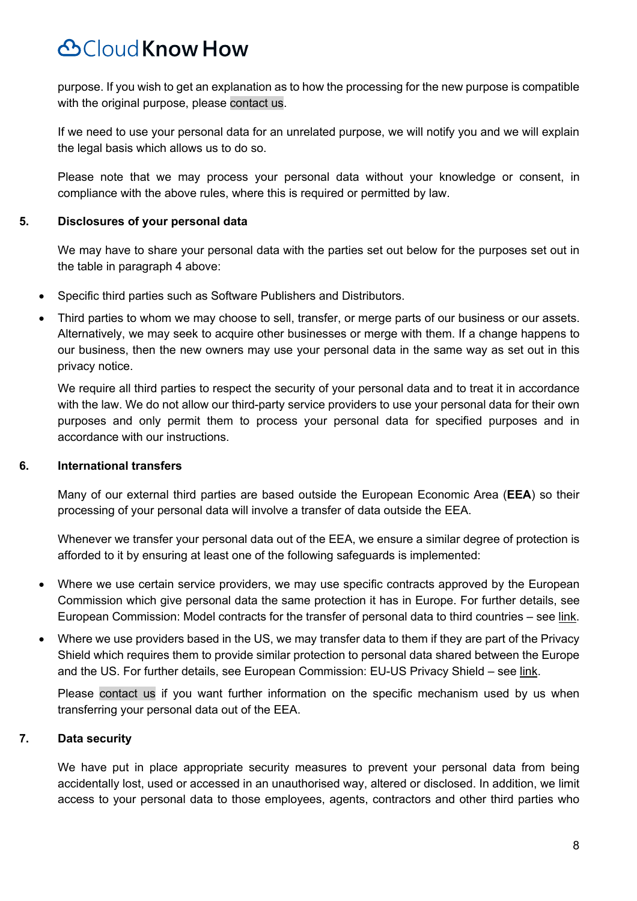purpose. If you wish to get an explanation as to how the processing for the new purpose is compatible with the original purpose, please contact us.

If we need to use your personal data for an unrelated purpose, we will notify you and we will explain the legal basis which allows us to do so.

Please note that we may process your personal data without your knowledge or consent, in compliance with the above rules, where this is required or permitted by law.

## 5. Disclosures of your personal data

We may have to share your personal data with the parties set out below for the purposes set out in the table in paragraph 4 above:

- Specific third parties such as Software Publishers and Distributors.
- Third parties to whom we may choose to sell, transfer, or merge parts of our business or our assets. Alternatively, we may seek to acquire other businesses or merge with them. If a change happens to our business, then the new owners may use your personal data in the same way as set out in this privacy notice.

We require all third parties to respect the security of your personal data and to treat it in accordance with the law. We do not allow our third-party service providers to use your personal data for their own purposes and only permit them to process your personal data for specified purposes and in accordance with our instructions.

## 6. International transfers

Many of our external third parties are based outside the European Economic Area (**EEA**) so their processing of your personal data will involve a transfer of data outside the EEA.

Whenever we transfer your personal data out of the EEA, we ensure a similar degree of protection is afforded to it by ensuring at least one of the following safeguards is implemented:

- Where we use certain service providers, we may use specific contracts approved by the European Commission which give personal data the same protection it has in Europe. For further details, see European Commission: Model contracts for the transfer of personal data to third countries – see link.
- Where we use providers based in the US, we may transfer data to them if they are part of the Privacy Shield which requires them to provide similar protection to personal data shared between the Europe and the US. For further details, see European Commission: EU-US Privacy Shield – see link.

Please contact us if you want further information on the specific mechanism used by us when transferring your personal data out of the EEA.

## 7. Data security

We have put in place appropriate security measures to prevent your personal data from being accidentally lost, used or accessed in an unauthorised way, altered or disclosed. In addition, we limit access to your personal data to those employees, agents, contractors and other third parties who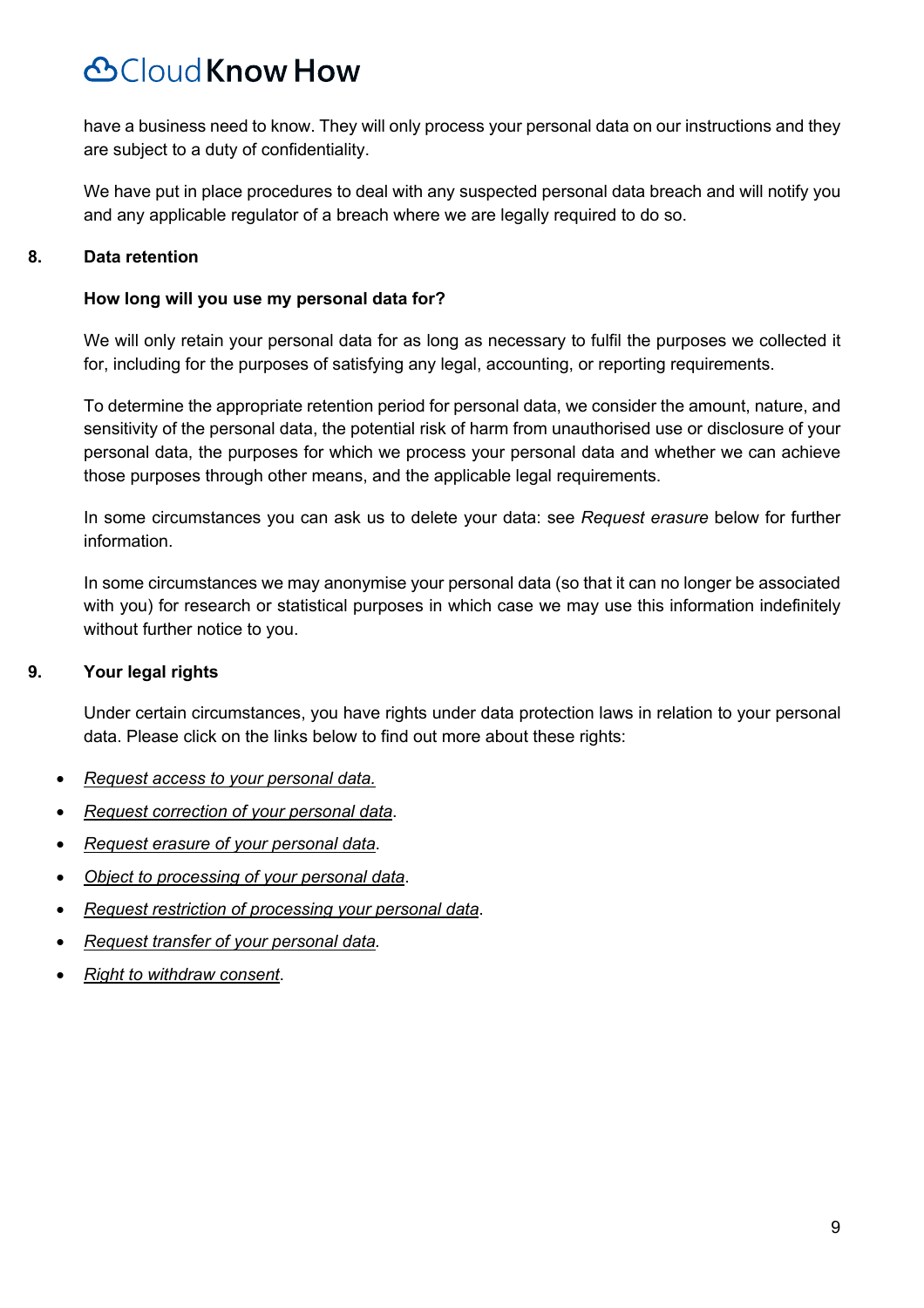have a business need to know. They will only process your personal data on our instructions and they are subject to a duty of confidentiality.

We have put in place procedures to deal with any suspected personal data breach and will notify you and any applicable regulator of a breach where we are legally required to do so.

## 8. Data retention

**How long will you use my personal data for?**

We will only retain your personal data for as long as necessary to fulfil the purposes we collected it for, including for the purposes of satisfying any legal, accounting, or reporting requirements.

To determine the appropriate retention period for personal data, we consider the amount, nature, and sensitivity of the personal data, the potential risk of harm from unauthorised use or disclosure of your personal data, the purposes for which we process your personal data and whether we can achieve those purposes through other means, and the applicable legal requirements.

In some circumstances you can ask us to delete your data: see *Request erasure* below for further information.

In some circumstances we may anonymise your personal data (so that it can no longer be associated with you) for research or statistical purposes in which case we may use this information indefinitely without further notice to you.

## 9. Your legal rights

Under certain circumstances, you have rights under data protection laws in relation to your personal data. Please click on the links below to find out more about these rights:

- *Request access to your personal data.*
- *Request correction of your personal data*.
- *Request erasure of your personal data*.
- *Object to processing of your personal data*.
- *Request restriction of processing your personal data*.
- *Request transfer of your personal data.*
- *Right to withdraw consent*.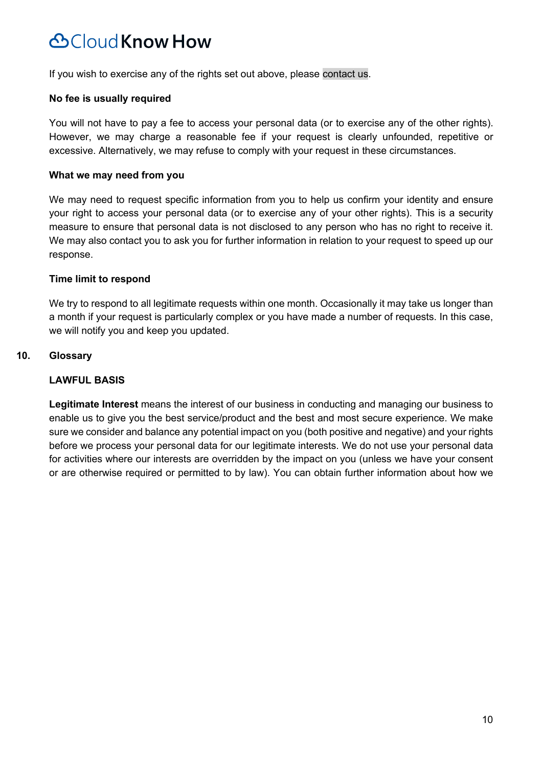If you wish to exercise any of the rights set out above, please contact us.

**No fee is usually required**

You will not have to pay a fee to access your personal data (or to exercise any of the other rights). However, we may charge a reasonable fee if your request is clearly unfounded, repetitive or excessive. Alternatively, we may refuse to comply with your request in these circumstances.

**What we may need from you**

We may need to request specific information from you to help us confirm your identity and ensure your right to access your personal data (or to exercise any of your other rights). This is a security measure to ensure that personal data is not disclosed to any person who has no right to receive it. We may also contact you to ask you for further information in relation to your request to speed up our response.

**Time limit to respond**

We try to respond to all legitimate requests within one month. Occasionally it may take us longer than a month if your request is particularly complex or you have made a number of requests. In this case, we will notify you and keep you updated.

## 10. Glossary

**LAWFUL BASIS**

**Legitimate Interest** means the interest of our business in conducting and managing our business to enable us to give you the best service/product and the best and most secure experience. We make sure we consider and balance any potential impact on you (both positive and negative) and your rights before we process your personal data for our legitimate interests. We do not use your personal data for activities where our interests are overridden by the impact on you (unless we have your consent or are otherwise required or permitted to by law). You can obtain further information about how we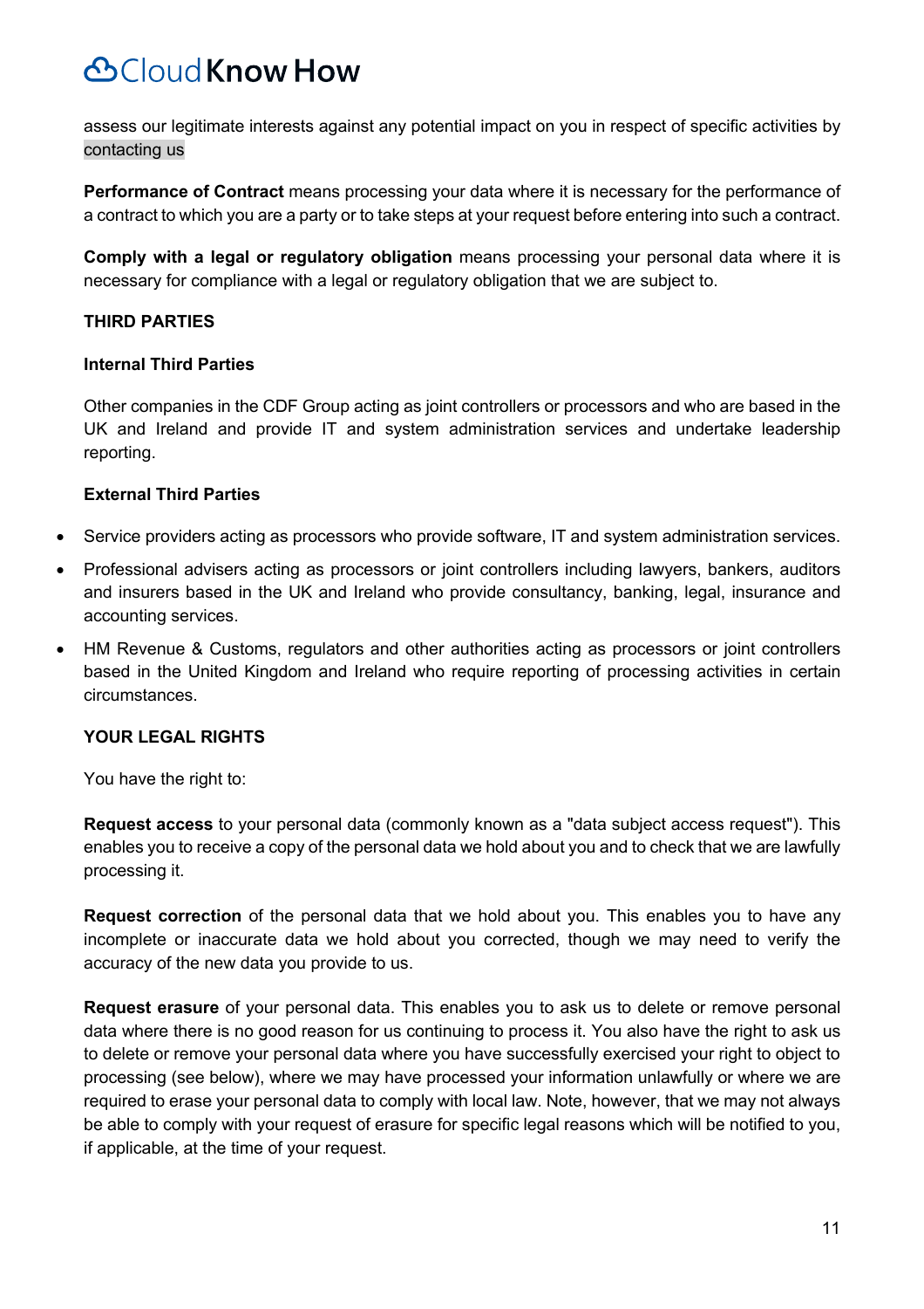assess our legitimate interests against any potential impact on you in respect of specific activities by contacting us

**Performance of Contract** means processing your data where it is necessary for the performance of a contract to which you are a party or to take steps at your request before entering into such a contract.

**Comply with a legal or regulatory obligation** means processing your personal data where it is necessary for compliance with a legal or regulatory obligation that we are subject to.

**THIRD PARTIES**

**Internal Third Parties**

Other companies in the CDF Group acting as joint controllers or processors and who are based in the UK and Ireland and provide IT and system administration services and undertake leadership reporting.

**External Third Parties**

- Service providers acting as processors who provide software, IT and system administration services.
- Professional advisers acting as processors or joint controllers including lawyers, bankers, auditors and insurers based in the UK and Ireland who provide consultancy, banking, legal, insurance and accounting services.
- HM Revenue & Customs, regulators and other authorities acting as processors or joint controllers based in the United Kingdom and Ireland who require reporting of processing activities in certain circumstances.

**YOUR LEGAL RIGHTS**

You have the right to:

**Request access** to your personal data (commonly known as a "data subject access request"). This enables you to receive a copy of the personal data we hold about you and to check that we are lawfully processing it.

**Request correction** of the personal data that we hold about you. This enables you to have any incomplete or inaccurate data we hold about you corrected, though we may need to verify the accuracy of the new data you provide to us.

**Request erasure** of your personal data. This enables you to ask us to delete or remove personal data where there is no good reason for us continuing to process it. You also have the right to ask us to delete or remove your personal data where you have successfully exercised your right to object to processing (see below), where we may have processed your information unlawfully or where we are required to erase your personal data to comply with local law. Note, however, that we may not always be able to comply with your request of erasure for specific legal reasons which will be notified to you, if applicable, at the time of your request.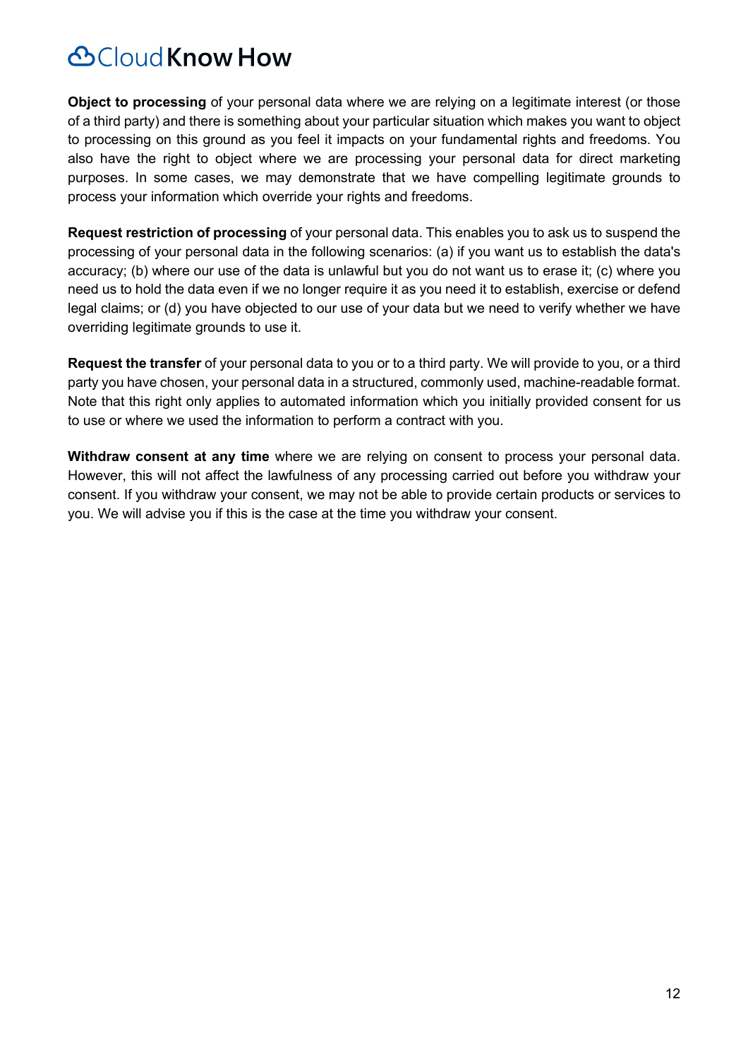**Object to processing** of your personal data where we are relying on a legitimate interest (or those of a third party) and there is something about your particular situation which makes you want to object to processing on this ground as you feel it impacts on your fundamental rights and freedoms. You also have the right to object where we are processing your personal data for direct marketing purposes. In some cases, we may demonstrate that we have compelling legitimate grounds to process your information which override your rights and freedoms.

**Request restriction of processing** of your personal data. This enables you to ask us to suspend the processing of your personal data in the following scenarios: (a) if you want us to establish the data's accuracy; (b) where our use of the data is unlawful but you do not want us to erase it; (c) where you need us to hold the data even if we no longer require it as you need it to establish, exercise or defend legal claims; or (d) you have objected to our use of your data but we need to verify whether we have overriding legitimate grounds to use it.

**Request the transfer** of your personal data to you or to a third party. We will provide to you, or a third party you have chosen, your personal data in a structured, commonly used, machine-readable format. Note that this right only applies to automated information which you initially provided consent for us to use or where we used the information to perform a contract with you.

**Withdraw consent at any time** where we are relying on consent to process your personal data. However, this will not affect the lawfulness of any processing carried out before you withdraw your consent. If you withdraw your consent, we may not be able to provide certain products or services to you. We will advise you if this is the case at the time you withdraw your consent.